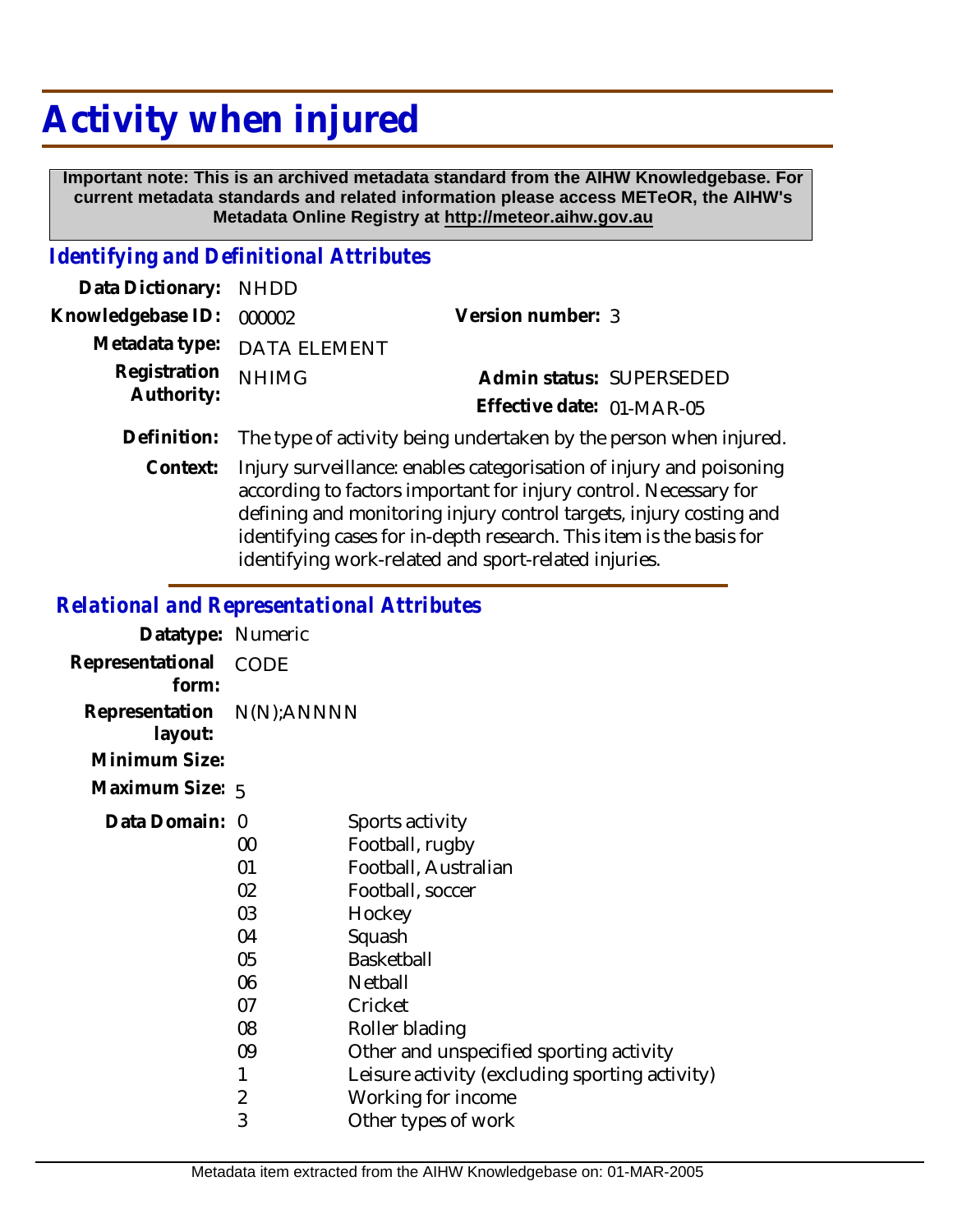# Activity when injured

**Important note: This is an archived metadata standard from the AIHW Knowledgebase. For current metadata standards and related information please access METeOR, the AIHW's Metadata Online Registry at http://meteor.aihw.gov.au**

## *Identifying and Definitional Attributes*

| | | | |
|---|---|---|---|
| Data Dictionary: | NHDD | | |
| Knowledgebase ID: | 000002 | Version number: | 3 |
| Metadata type: | DATA ELEMENT | | |
| Registration Authority: | NHIMG | Admin status: | SUPERSEDED |
| | | Effective date: | 01-MAR-05 |

**Definition:** The type of activity being undertaken by the person when injured.

**Context:** Injury surveillance: enables categorisation of injury and poisoning according to factors important for injury control. Necessary for defining and monitoring injury control targets, injury costing and identifying cases for in-depth research. This item is the basis for identifying work-related and sport-related injuries.

## *Relational and Representational Attributes*

**Datatype:** Numeric

**Representational form:** CODE

**Representation layout:** N(N);ANNNN

**Minimum Size:**

**Maximum Size:** 5

**Data Domain:**

| Code | Description |
|---|---|
| 0 | Sports activity |
| 00 | Football, rugby |
| 01 | Football, Australian |
| 02 | Football, soccer |
| 03 | Hockey |
| 04 | Squash |
| 05 | Basketball |
| 06 | Netball |
| 07 | Cricket |
| 08 | Roller blading |
| 09 | Other and unspecified sporting activity |
| 1 | Leisure activity (excluding sporting activity) |
| 2 | Working for income |
| 3 | Other types of work |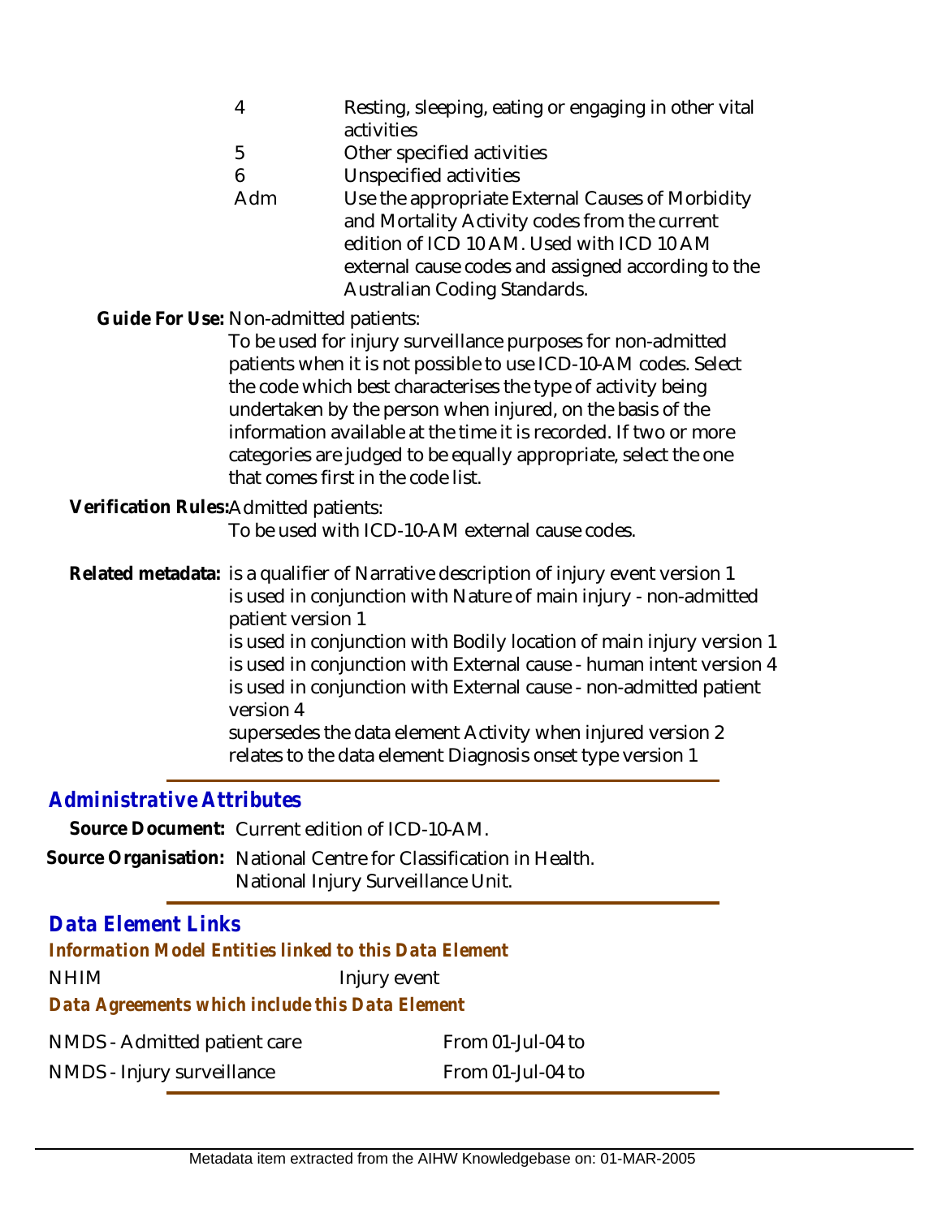| | |
|---|---|
| 4 | Resting, sleeping, eating or engaging in other vital activities |
| 5 | Other specified activities |
| 6 | Unspecified activities |
| Adm | Use the appropriate External Causes of Morbidity and Mortality Activity codes from the current edition of ICD 10 AM. Used with ICD 10 AM external cause codes and assigned according to the Australian Coding Standards. |

**Guide For Use:** Non-admitted patients:

To be used for injury surveillance purposes for non-admitted patients when it is not possible to use ICD-10-AM codes. Select the code which best characterises the type of activity being undertaken by the person when injured, on the basis of the information available at the time it is recorded. If two or more categories are judged to be equally appropriate, select the one that comes first in the code list.

**Verification Rules:** Admitted patients:

To be used with ICD-10-AM external cause codes.

**Related metadata:** is a qualifier of Narrative description of injury event version 1
is used in conjunction with Nature of main injury - non-admitted patient version 1
is used in conjunction with Bodily location of main injury version 1
is used in conjunction with External cause - human intent version 4
is used in conjunction with External cause - non-admitted patient version 4
supersedes the data element Activity when injured version 2
relates to the data element Diagnosis onset type version 1

## Administrative Attributes

**Source Document:** Current edition of ICD-10-AM.

**Source Organisation:** National Centre for Classification in Health.
National Injury Surveillance Unit.

## Data Element Links

### Information Model Entities linked to this Data Element

| | |
|---|---|
| NHIM | Injury event |

### Data Agreements which include this Data Element

| | |
|---|---|
| NMDS - Admitted patient care | From 01-Jul-04 to |
| NMDS - Injury surveillance | From 01-Jul-04 to |

Metadata item extracted from the AIHW Knowledgebase on: 01-MAR-2005